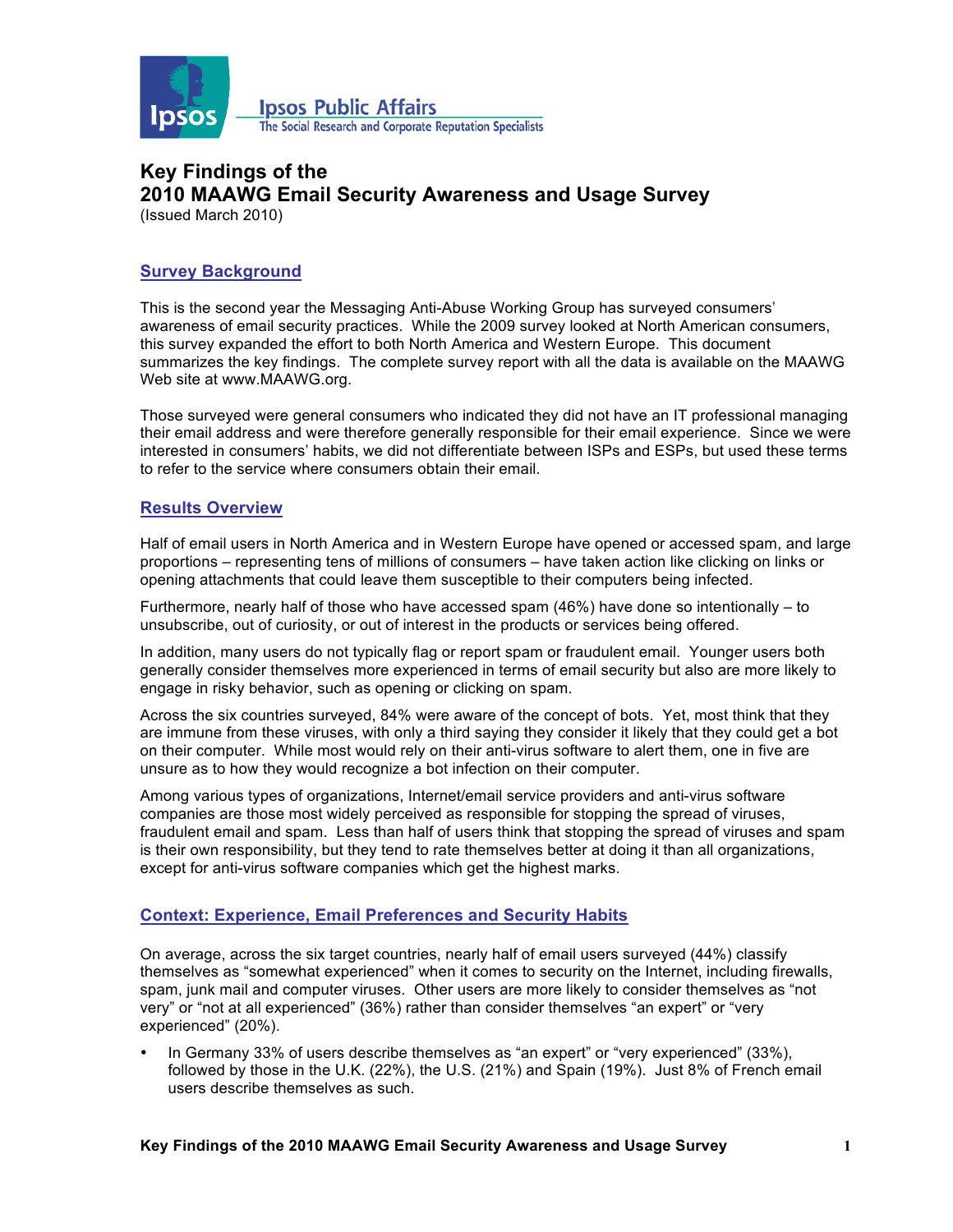Ipsos Public Affairs
The Social Research and Corporate Reputation Specialists

# Key Findings of the 2010 MAAWG Email Security Awareness and Usage Survey

(Issued March 2010)

## Survey Background

This is the second year the Messaging Anti-Abuse Working Group has surveyed consumers' awareness of email security practices. While the 2009 survey looked at North American consumers, this survey expanded the effort to both North America and Western Europe. This document summarizes the key findings. The complete survey report with all the data is available on the MAAWG Web site at www.MAAWG.org.

Those surveyed were general consumers who indicated they did not have an IT professional managing their email address and were therefore generally responsible for their email experience. Since we were interested in consumers' habits, we did not differentiate between ISPs and ESPs, but used these terms to refer to the service where consumers obtain their email.

## Results Overview

Half of email users in North America and in Western Europe have opened or accessed spam, and large proportions – representing tens of millions of consumers – have taken action like clicking on links or opening attachments that could leave them susceptible to their computers being infected.

Furthermore, nearly half of those who have accessed spam (46%) have done so intentionally – to unsubscribe, out of curiosity, or out of interest in the products or services being offered.

In addition, many users do not typically flag or report spam or fraudulent email. Younger users both generally consider themselves more experienced in terms of email security but also are more likely to engage in risky behavior, such as opening or clicking on spam.

Across the six countries surveyed, 84% were aware of the concept of bots. Yet, most think that they are immune from these viruses, with only a third saying they consider it likely that they could get a bot on their computer. While most would rely on their anti-virus software to alert them, one in five are unsure as to how they would recognize a bot infection on their computer.

Among various types of organizations, Internet/email service providers and anti-virus software companies are those most widely perceived as responsible for stopping the spread of viruses, fraudulent email and spam. Less than half of users think that stopping the spread of viruses and spam is their own responsibility, but they tend to rate themselves better at doing it than all organizations, except for anti-virus software companies which get the highest marks.

## Context: Experience, Email Preferences and Security Habits

On average, across the six target countries, nearly half of email users surveyed (44%) classify themselves as "somewhat experienced" when it comes to security on the Internet, including firewalls, spam, junk mail and computer viruses. Other users are more likely to consider themselves as "not very" or "not at all experienced" (36%) rather than consider themselves "an expert" or "very experienced" (20%).

- In Germany 33% of users describe themselves as "an expert" or "very experienced" (33%), followed by those in the U.K. (22%), the U.S. (21%) and Spain (19%). Just 8% of French email users describe themselves as such.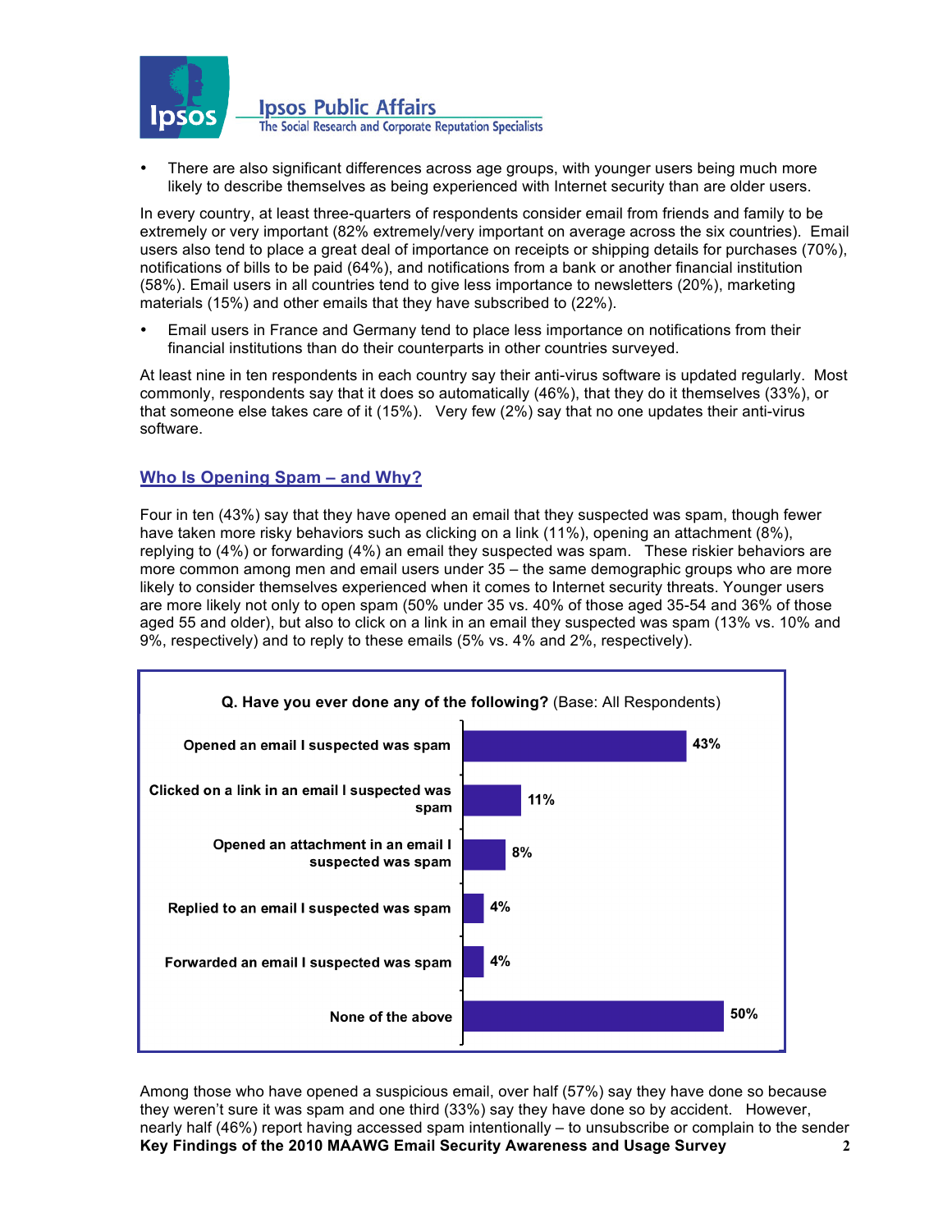- There are also significant differences across age groups, with younger users being much more likely to describe themselves as being experienced with Internet security than are older users.

In every country, at least three-quarters of respondents consider email from friends and family to be extremely or very important (82% extremely/very important on average across the six countries). Email users also tend to place a great deal of importance on receipts or shipping details for purchases (70%), notifications of bills to be paid (64%), and notifications from a bank or another financial institution (58%). Email users in all countries tend to give less importance to newsletters (20%), marketing materials (15%) and other emails that they have subscribed to (22%).

- Email users in France and Germany tend to place less importance on notifications from their financial institutions than do their counterparts in other countries surveyed.

At least nine in ten respondents in each country say their anti-virus software is updated regularly. Most commonly, respondents say that it does so automatically (46%), that they do it themselves (33%), or that someone else takes care of it (15%). Very few (2%) say that no one updates their anti-virus software.

## Who Is Opening Spam – and Why?

Four in ten (43%) say that they have opened an email that they suspected was spam, though fewer have taken more risky behaviors such as clicking on a link (11%), opening an attachment (8%), replying to (4%) or forwarding (4%) an email they suspected was spam. These riskier behaviors are more common among men and email users under 35 – the same demographic groups who are more likely to consider themselves experienced when it comes to Internet security threats. Younger users are more likely not only to open spam (50% under 35 vs. 40% of those aged 35-54 and 36% of those aged 55 and older), but also to click on a link in an email they suspected was spam (13% vs. 10% and 9%, respectively) and to reply to these emails (5% vs. 4% and 2%, respectively).

**Q. Have you ever done any of the following?** (Base: All Respondents)

| Response | % |
|---|---|
| Opened an email I suspected was spam | 43% |
| Clicked on a link in an email I suspected was spam | 11% |
| Opened an attachment in an email I suspected was spam | 8% |
| Replied to an email I suspected was spam | 4% |
| Forwarded an email I suspected was spam | 4% |
| None of the above | 50% |

Among those who have opened a suspicious email, over half (57%) say they have done so because they weren't sure it was spam and one third (33%) say they have done so by accident. However, nearly half (46%) report having accessed spam intentionally – to unsubscribe or complain to the sender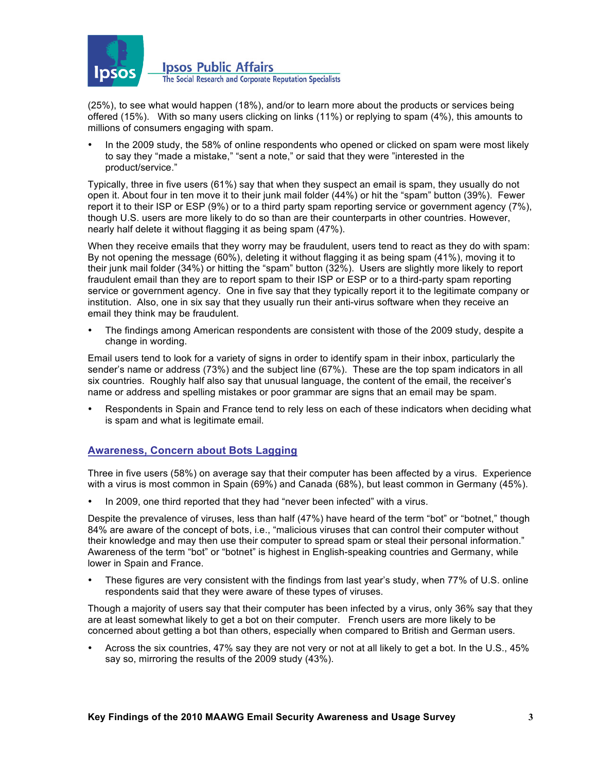(25%), to see what would happen (18%), and/or to learn more about the products or services being offered (15%). With so many users clicking on links (11%) or replying to spam (4%), this amounts to millions of consumers engaging with spam.

- In the 2009 study, the 58% of online respondents who opened or clicked on spam were most likely to say they "made a mistake," "sent a note," or said that they were "interested in the product/service."

Typically, three in five users (61%) say that when they suspect an email is spam, they usually do not open it. About four in ten move it to their junk mail folder (44%) or hit the "spam" button (39%). Fewer report it to their ISP or ESP (9%) or to a third party spam reporting service or government agency (7%), though U.S. users are more likely to do so than are their counterparts in other countries. However, nearly half delete it without flagging it as being spam (47%).

When they receive emails that they worry may be fraudulent, users tend to react as they do with spam: By not opening the message (60%), deleting it without flagging it as being spam (41%), moving it to their junk mail folder (34%) or hitting the "spam" button (32%). Users are slightly more likely to report fraudulent email than they are to report spam to their ISP or ESP or to a third-party spam reporting service or government agency. One in five say that they typically report it to the legitimate company or institution. Also, one in six say that they usually run their anti-virus software when they receive an email they think may be fraudulent.

- The findings among American respondents are consistent with those of the 2009 study, despite a change in wording.

Email users tend to look for a variety of signs in order to identify spam in their inbox, particularly the sender's name or address (73%) and the subject line (67%). These are the top spam indicators in all six countries. Roughly half also say that unusual language, the content of the email, the receiver's name or address and spelling mistakes or poor grammar are signs that an email may be spam.

- Respondents in Spain and France tend to rely less on each of these indicators when deciding what is spam and what is legitimate email.

## Awareness, Concern about Bots Lagging

Three in five users (58%) on average say that their computer has been affected by a virus. Experience with a virus is most common in Spain (69%) and Canada (68%), but least common in Germany (45%).

- In 2009, one third reported that they had "never been infected" with a virus.

Despite the prevalence of viruses, less than half (47%) have heard of the term "bot" or "botnet," though 84% are aware of the concept of bots, i.e., "malicious viruses that can control their computer without their knowledge and may then use their computer to spread spam or steal their personal information." Awareness of the term "bot" or "botnet" is highest in English-speaking countries and Germany, while lower in Spain and France.

- These figures are very consistent with the findings from last year's study, when 77% of U.S. online respondents said that they were aware of these types of viruses.

Though a majority of users say that their computer has been infected by a virus, only 36% say that they are at least somewhat likely to get a bot on their computer. French users are more likely to be concerned about getting a bot than others, especially when compared to British and German users.

- Across the six countries, 47% say they are not very or not at all likely to get a bot. In the U.S., 45% say so, mirroring the results of the 2009 study (43%).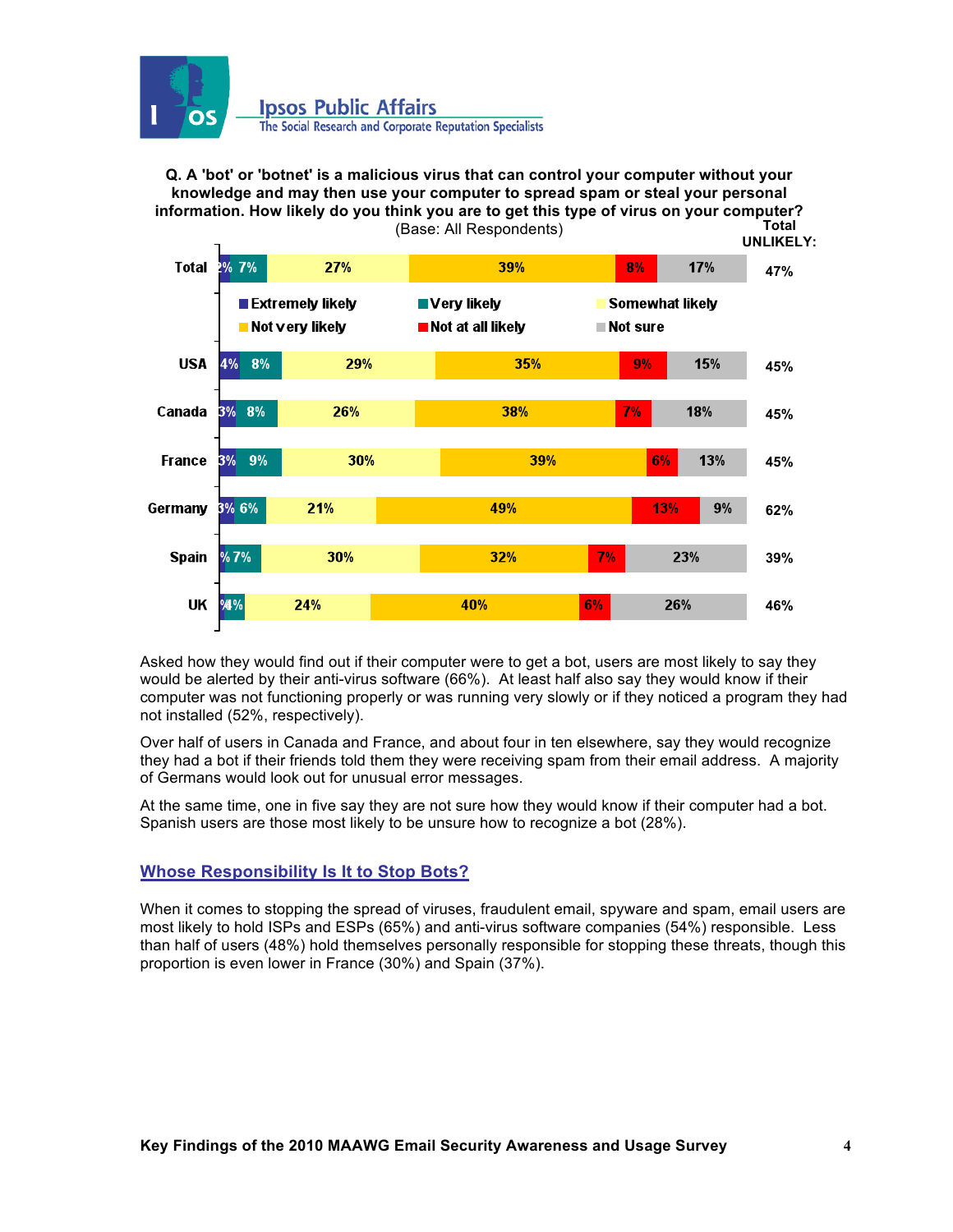**Q. A 'bot' or 'botnet' is a malicious virus that can control your computer without your knowledge and may then use your computer to spread spam or steal your personal information. How likely do you think you are to get this type of virus on your computer?**

(Base: All Respondents)

| | Extremely likely | Very likely | Somewhat likely | Not very likely | Not at all likely | Not sure | Total UNLIKELY: |
|---|---|---|---|---|---|---|---|
| Total | 2% | 7% | 27% | 39% | 8% | 17% | 47% |
| USA | 4% | 8% | 29% | 35% | 9% | 15% | 45% |
| Canada | 3% | 8% | 26% | 38% | 7% | 18% | 45% |
| France | 3% | 9% | 30% | 39% | 6% | 13% | 45% |
| Germany | 3% | 6% | 21% | 49% | 13% | 9% | 62% |
| Spain | % | 7% | 30% | 32% | 7% | 23% | 39% |
| UK | % | 4% | 24% | 40% | 6% | 26% | 46% |

Asked how they would find out if their computer were to get a bot, users are most likely to say they would be alerted by their anti-virus software (66%). At least half also say they would know if their computer was not functioning properly or was running very slowly or if they noticed a program they had not installed (52%, respectively).

Over half of users in Canada and France, and about four in ten elsewhere, say they would recognize they had a bot if their friends told them they were receiving spam from their email address. A majority of Germans would look out for unusual error messages.

At the same time, one in five say they are not sure how they would know if their computer had a bot. Spanish users are those most likely to be unsure how to recognize a bot (28%).

## Whose Responsibility Is It to Stop Bots?

When it comes to stopping the spread of viruses, fraudulent email, spyware and spam, email users are most likely to hold ISPs and ESPs (65%) and anti-virus software companies (54%) responsible. Less than half of users (48%) hold themselves personally responsible for stopping these threats, though this proportion is even lower in France (30%) and Spain (37%).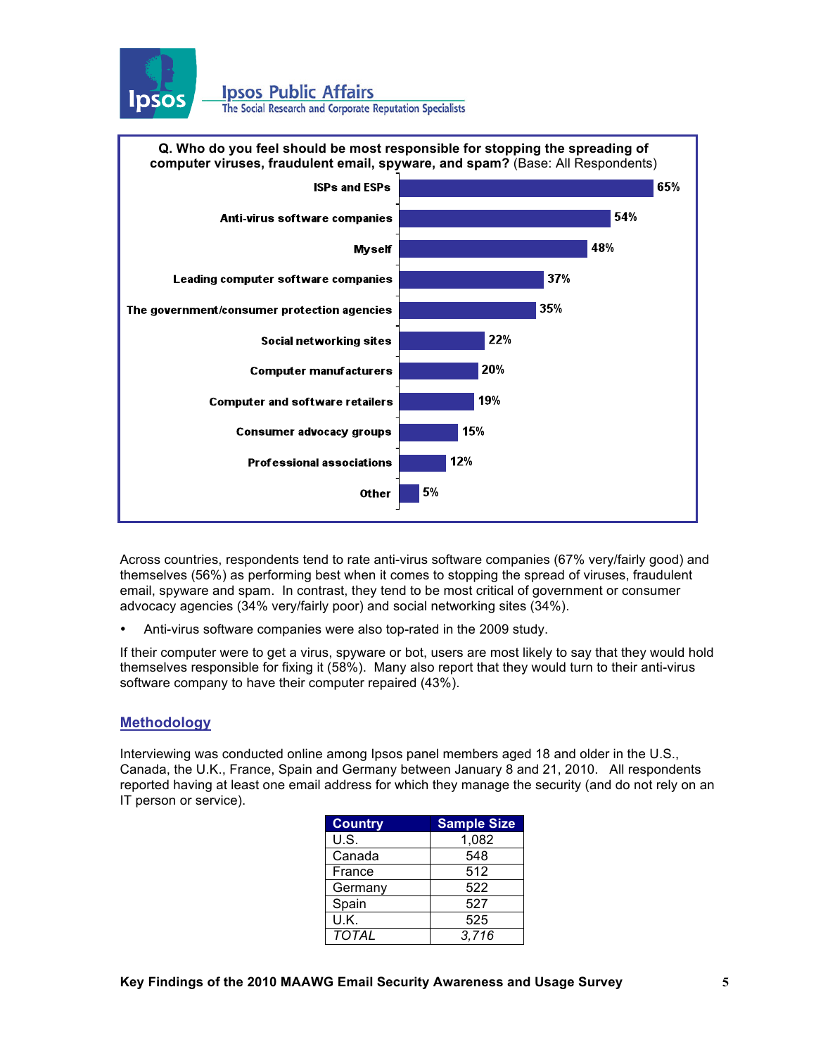**Q. Who do you feel should be most responsible for stopping the spreading of computer viruses, fraudulent email, spyware, and spam?** (Base: All Respondents)

| Response | % |
| --- | --- |
| ISPs and ESPs | 65% |
| Anti-virus software companies | 54% |
| Myself | 48% |
| Leading computer software companies | 37% |
| The government/consumer protection agencies | 35% |
| Social networking sites | 22% |
| Computer manufacturers | 20% |
| Computer and software retailers | 19% |
| Consumer advocacy groups | 15% |
| Professional associations | 12% |
| Other | 5% |

Across countries, respondents tend to rate anti-virus software companies (67% very/fairly good) and themselves (56%) as performing best when it comes to stopping the spread of viruses, fraudulent email, spyware and spam. In contrast, they tend to be most critical of government or consumer advocacy agencies (34% very/fairly poor) and social networking sites (34%).

- Anti-virus software companies were also top-rated in the 2009 study.

If their computer were to get a virus, spyware or bot, users are most likely to say that they would hold themselves responsible for fixing it (58%). Many also report that they would turn to their anti-virus software company to have their computer repaired (43%).

## Methodology

Interviewing was conducted online among Ipsos panel members aged 18 and older in the U.S., Canada, the U.K., France, Spain and Germany between January 8 and 21, 2010. All respondents reported having at least one email address for which they manage the security (and do not rely on an IT person or service).

| Country | Sample Size |
| --- | --- |
| U.S. | 1,082 |
| Canada | 548 |
| France | 512 |
| Germany | 522 |
| Spain | 527 |
| U.K. | 525 |
| *TOTAL* | *3,716* |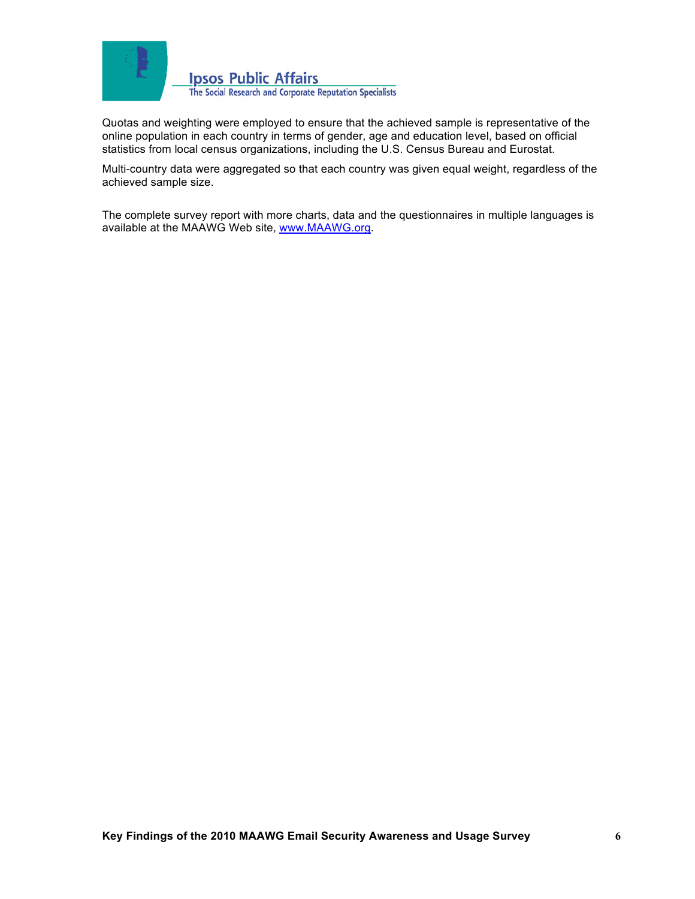Quotas and weighting were employed to ensure that the achieved sample is representative of the online population in each country in terms of gender, age and education level, based on official statistics from local census organizations, including the U.S. Census Bureau and Eurostat.

Multi-country data were aggregated so that each country was given equal weight, regardless of the achieved sample size.

The complete survey report with more charts, data and the questionnaires in multiple languages is available at the MAAWG Web site, [www.MAAWG.org](http://www.MAAWG.org).